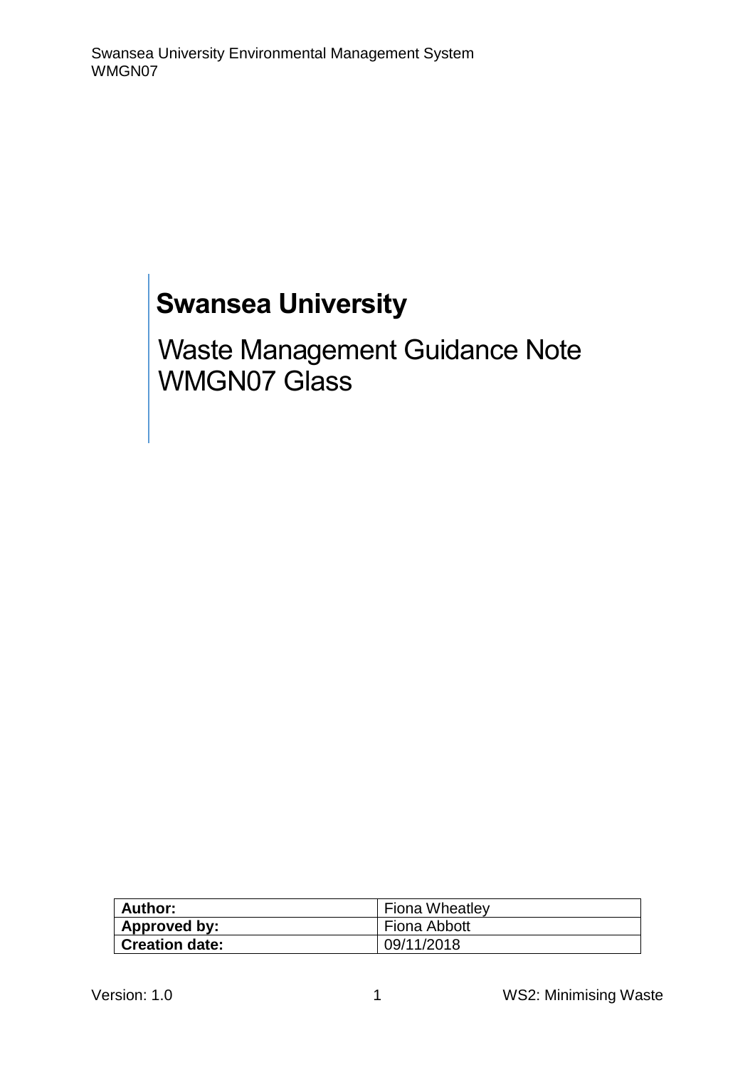# Swansea University

## Waste Management Guidance Note WMGN07 Glass

| Author: | Fiona Wheatley |
| --- | --- |
| Approved by: | Fiona Abbott |
| Creation date: | 09/11/2018 |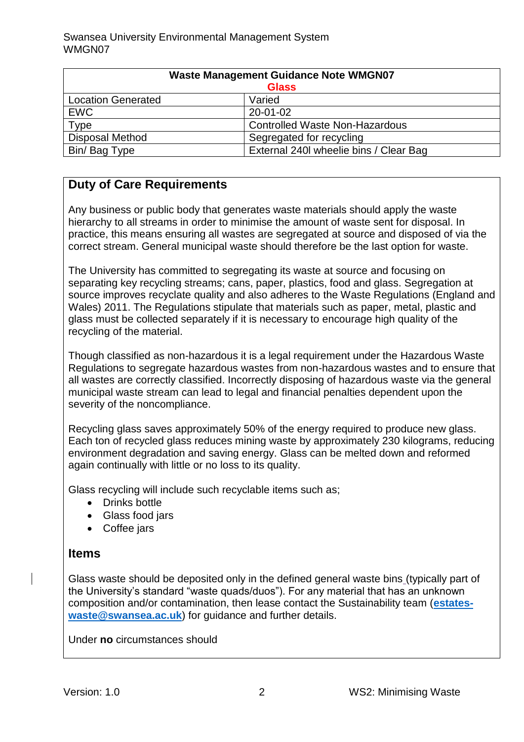| Waste Management Guidance Note WMGN07<br>Glass | |
|---|---|
| Location Generated | Varied |
| EWC | 20-01-02 |
| Type | Controlled Waste Non-Hazardous |
| Disposal Method | Segregated for recycling |
| Bin/ Bag Type | External 240l wheelie bins / Clear Bag |

## Duty of Care Requirements

Any business or public body that generates waste materials should apply the waste hierarchy to all streams in order to minimise the amount of waste sent for disposal. In practice, this means ensuring all wastes are segregated at source and disposed of via the correct stream. General municipal waste should therefore be the last option for waste.

The University has committed to segregating its waste at source and focusing on separating key recycling streams; cans, paper, plastics, food and glass. Segregation at source improves recyclate quality and also adheres to the Waste Regulations (England and Wales) 2011. The Regulations stipulate that materials such as paper, metal, plastic and glass must be collected separately if it is necessary to encourage high quality of the recycling of the material.

Though classified as non-hazardous it is a legal requirement under the Hazardous Waste Regulations to segregate hazardous wastes from non-hazardous wastes and to ensure that all wastes are correctly classified. Incorrectly disposing of hazardous waste via the general municipal waste stream can lead to legal and financial penalties dependent upon the severity of the noncompliance.

Recycling glass saves approximately 50% of the energy required to produce new glass. Each ton of recycled glass reduces mining waste by approximately 230 kilograms, reducing environment degradation and saving energy. Glass can be melted down and reformed again continually with little or no loss to its quality.

Glass recycling will include such recyclable items such as;

- Drinks bottle
- Glass food jars
- Coffee jars

## Items

Glass waste should be deposited only in the defined general waste bins (typically part of the University's standard "waste quads/duos"). For any material that has an unknown composition and/or contamination, then lease contact the Sustainability team (**estates-waste@swansea.ac.uk**) for guidance and further details.

Under **no** circumstances should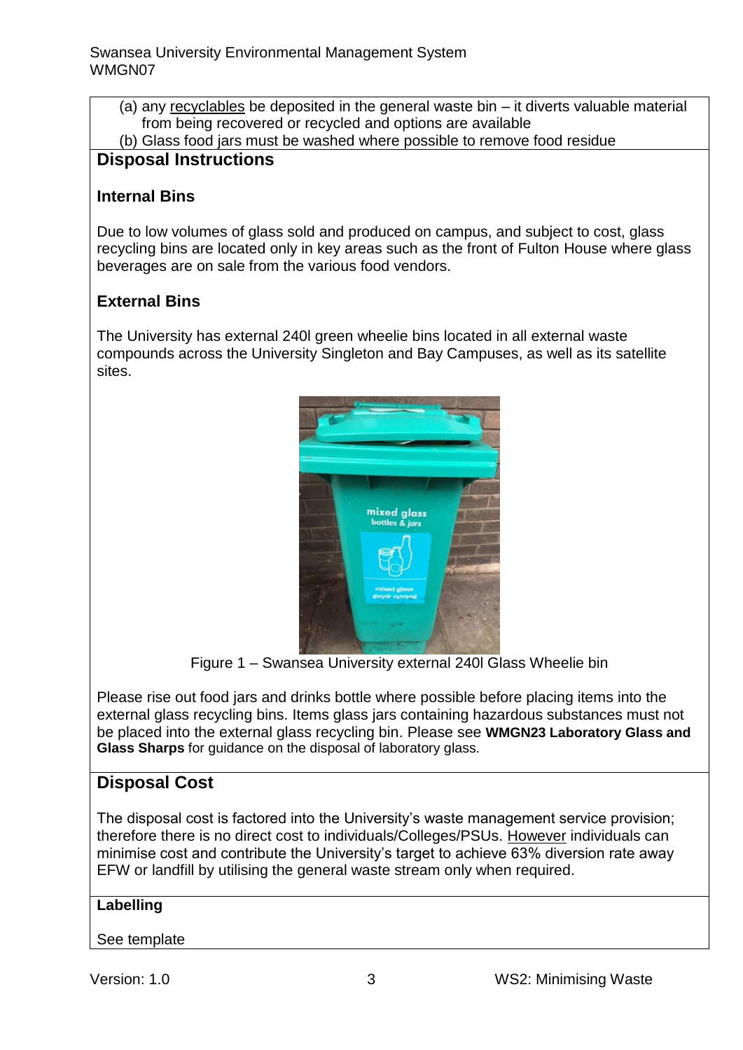(a) any <u>recyclables</u> be deposited in the general waste bin – it diverts valuable material from being recovered or recycled and options are available
(b) Glass food jars must be washed where possible to remove food residue

## Disposal Instructions

### Internal Bins

Due to low volumes of glass sold and produced on campus, and subject to cost, glass recycling bins are located only in key areas such as the front of Fulton House where glass beverages are on sale from the various food vendors.

### External Bins

The University has external 240l green wheelie bins located in all external waste compounds across the University Singleton and Bay Campuses, as well as its satellite sites.

Figure 1 – Swansea University external 240l Glass Wheelie bin

Please rise out food jars and drinks bottle where possible before placing items into the external glass recycling bins. Items glass jars containing hazardous substances must not be placed into the external glass recycling bin. Please see **WMGN23 Laboratory Glass and Glass Sharps** for guidance on the disposal of laboratory glass.

## Disposal Cost

The disposal cost is factored into the University's waste management service provision; therefore there is no direct cost to individuals/Colleges/PSUs. <u>However</u> individuals can minimise cost and contribute the University's target to achieve 63% diversion rate away EFW or landfill by utilising the general waste stream only when required.

### Labelling

See template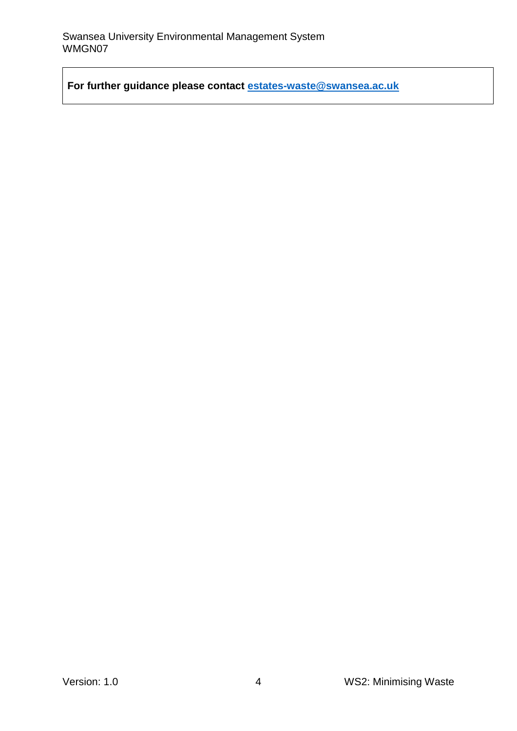**For further guidance please contact estates-waste@swansea.ac.uk**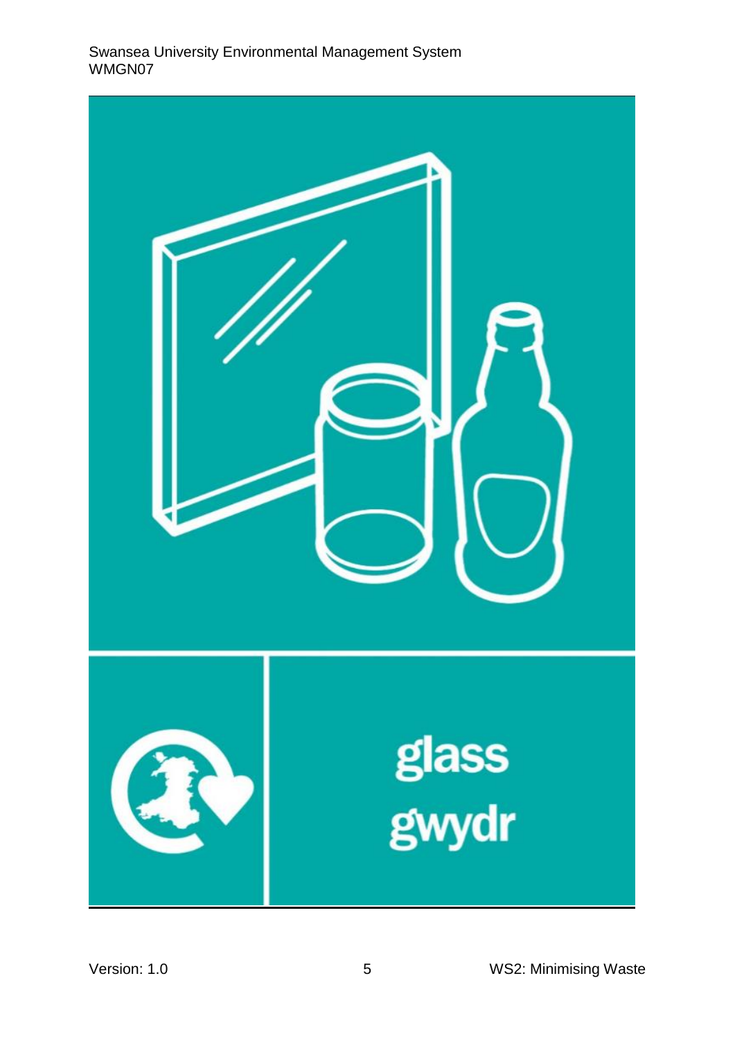glass

gwydr